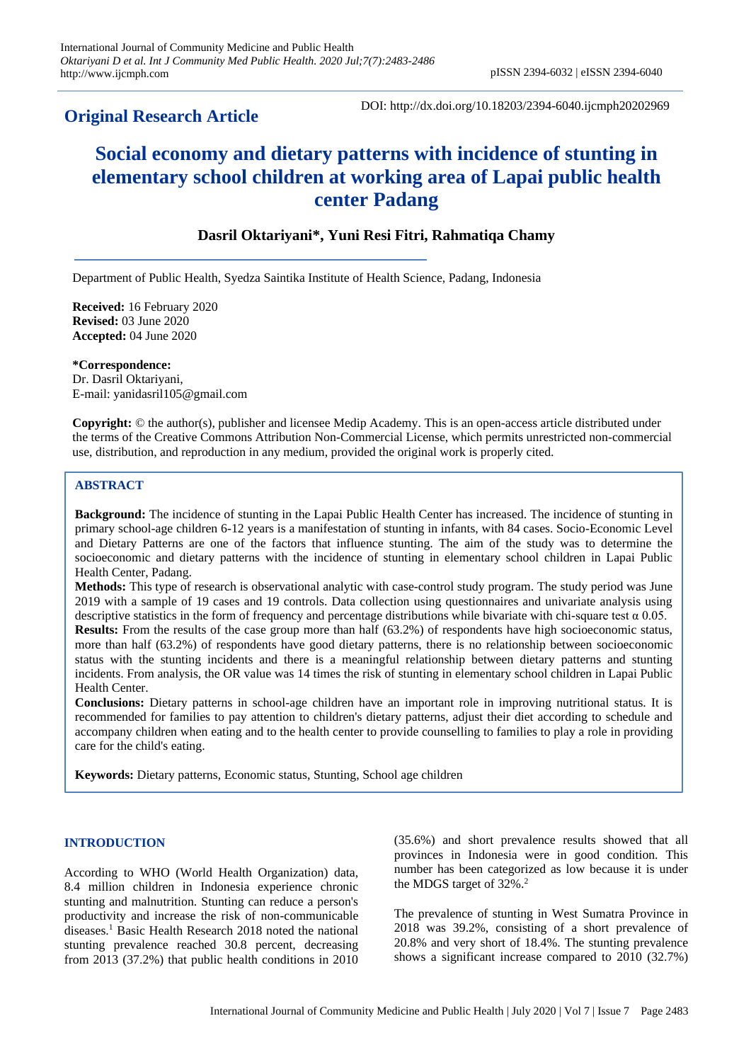**Original Research Article**

DOI: http://dx.doi.org/10.18203/2394-6040.ijcmph20202969

# Social economy and dietary patterns with incidence of stunting in elementary school children at working area of Lapai public health center Padang

**Dasril Oktariyani\*, Yuni Resi Fitri, Rahmatiqa Chamy**

Department of Public Health, Syedza Saintika Institute of Health Science, Padang, Indonesia

**Received:** 16 February 2020
**Revised:** 03 June 2020
**Accepted:** 04 June 2020

**\*Correspondence:**
Dr. Dasril Oktariyani,
E-mail: yanidasril105@gmail.com

**Copyright:** © the author(s), publisher and licensee Medip Academy. This is an open-access article distributed under the terms of the Creative Commons Attribution Non-Commercial License, which permits unrestricted non-commercial use, distribution, and reproduction in any medium, provided the original work is properly cited.

## ABSTRACT

**Background:** The incidence of stunting in the Lapai Public Health Center has increased. The incidence of stunting in primary school-age children 6-12 years is a manifestation of stunting in infants, with 84 cases. Socio-Economic Level and Dietary Patterns are one of the factors that influence stunting. The aim of the study was to determine the socioeconomic and dietary patterns with the incidence of stunting in elementary school children in Lapai Public Health Center, Padang.

**Methods:** This type of research is observational analytic with case-control study program. The study period was June 2019 with a sample of 19 cases and 19 controls. Data collection using questionnaires and univariate analysis using descriptive statistics in the form of frequency and percentage distributions while bivariate with chi-square test α 0.05.

**Results:** From the results of the case group more than half (63.2%) of respondents have high socioeconomic status, more than half (63.2%) of respondents have good dietary patterns, there is no relationship between socioeconomic status with the stunting incidents and there is a meaningful relationship between dietary patterns and stunting incidents. From analysis, the OR value was 14 times the risk of stunting in elementary school children in Lapai Public Health Center.

**Conclusions:** Dietary patterns in school-age children have an important role in improving nutritional status. It is recommended for families to pay attention to children's dietary patterns, adjust their diet according to schedule and accompany children when eating and to the health center to provide counselling to families to play a role in providing care for the child's eating.

**Keywords:** Dietary patterns, Economic status, Stunting, School age children

## INTRODUCTION

According to WHO (World Health Organization) data, 8.4 million children in Indonesia experience chronic stunting and malnutrition. Stunting can reduce a person's productivity and increase the risk of non-communicable diseases.[1] Basic Health Research 2018 noted the national stunting prevalence reached 30.8 percent, decreasing from 2013 (37.2%) that public health conditions in 2010 (35.6%) and short prevalence results showed that all provinces in Indonesia were in good condition. This number has been categorized as low because it is under the MDGS target of 32%.[2]

The prevalence of stunting in West Sumatra Province in 2018 was 39.2%, consisting of a short prevalence of 20.8% and very short of 18.4%. The stunting prevalence shows a significant increase compared to 2010 (32.7%)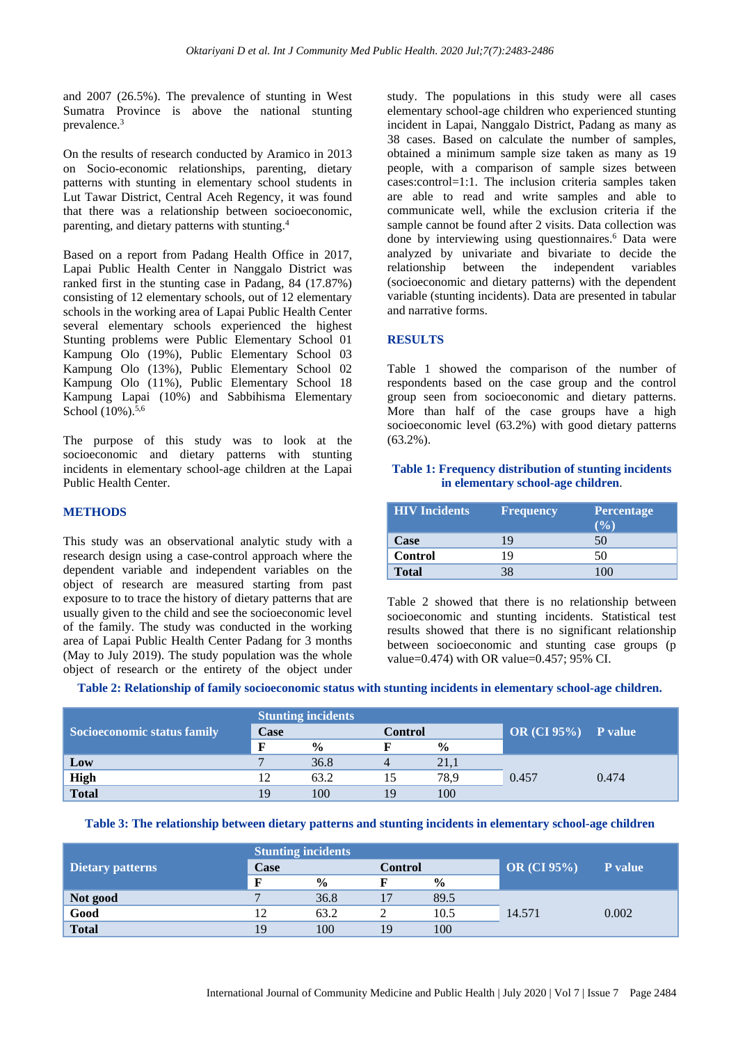and 2007 (26.5%). The prevalence of stunting in West Sumatra Province is above the national stunting prevalence.[3]

On the results of research conducted by Aramico in 2013 on Socio-economic relationships, parenting, dietary patterns with stunting in elementary school students in Lut Tawar District, Central Aceh Regency, it was found that there was a relationship between socioeconomic, parenting, and dietary patterns with stunting.[4]

Based on a report from Padang Health Office in 2017, Lapai Public Health Center in Nanggalo District was ranked first in the stunting case in Padang, 84 (17.87%) consisting of 12 elementary schools, out of 12 elementary schools in the working area of Lapai Public Health Center several elementary schools experienced the highest Stunting problems were Public Elementary School 01 Kampung Olo (19%), Public Elementary School 03 Kampung Olo (13%), Public Elementary School 02 Kampung Olo (11%), Public Elementary School 18 Kampung Lapai (10%) and Sabbihisma Elementary School (10%).[5,6]

The purpose of this study was to look at the socioeconomic and dietary patterns with stunting incidents in elementary school-age children at the Lapai Public Health Center.

## METHODS

This study was an observational analytic study with a research design using a case-control approach where the dependent variable and independent variables on the object of research are measured starting from past exposure to to trace the history of dietary patterns that are usually given to the child and see the socioeconomic level of the family. The study was conducted in the working area of Lapai Public Health Center Padang for 3 months (May to July 2019). The study population was the whole object of research or the entirety of the object under study. The populations in this study were all cases elementary school-age children who experienced stunting incident in Lapai, Nanggalo District, Padang as many as 38 cases. Based on calculate the number of samples, obtained a minimum sample size taken as many as 19 people, with a comparison of sample sizes between cases:control=1:1. The inclusion criteria samples taken are able to read and write samples and able to communicate well, while the exclusion criteria if the sample cannot be found after 2 visits. Data collection was done by interviewing using questionnaires.[6] Data were analyzed by univariate and bivariate to decide the relationship between the independent variables (socioeconomic and dietary patterns) with the dependent variable (stunting incidents). Data are presented in tabular and narrative forms.

## RESULTS

Table 1 showed the comparison of the number of respondents based on the case group and the control group seen from socioeconomic and dietary patterns. More than half of the case groups have a high socioeconomic level (63.2%) with good dietary patterns (63.2%).

**Table 1: Frequency distribution of stunting incidents in elementary school-age children.**

| HIV Incidents | Frequency | Percentage (%) |
|---|---|---|
| **Case** | 19 | 50 |
| **Control** | 19 | 50 |
| **Total** | 38 | 100 |

Table 2 showed that there is no relationship between socioeconomic and stunting incidents. Statistical test results showed that there is no significant relationship between socioeconomic and stunting case groups (p value=0.474) with OR value=0.457; 95% CI.

**Table 2: Relationship of family socioeconomic status with stunting incidents in elementary school-age children.**

| Socioeconomic status family | Stunting incidents | | | | OR (CI 95%) | P value |
|---|---|---|---|---|---|---|
| | Case | | Control | | | |
| | F | % | F | % | | |
| **Low** | 7 | 36.8 | 4 | 21,1 | 0.457 | 0.474 |
| **High** | 12 | 63.2 | 15 | 78,9 | | |
| **Total** | 19 | 100 | 19 | 100 | | |

**Table 3: The relationship between dietary patterns and stunting incidents in elementary school-age children**

| Dietary patterns | Stunting incidents | | | | OR (CI 95%) | P value |
|---|---|---|---|---|---|---|
| | Case | | Control | | | |
| | F | % | F | % | | |
| **Not good** | 7 | 36.8 | 17 | 89.5 | 14.571 | 0.002 |
| **Good** | 12 | 63.2 | 2 | 10.5 | | |
| **Total** | 19 | 100 | 19 | 100 | | |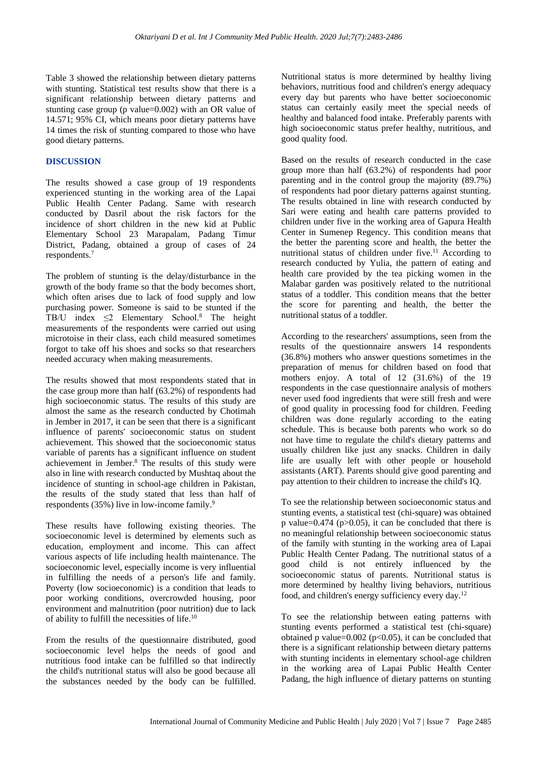Table 3 showed the relationship between dietary patterns with stunting. Statistical test results show that there is a significant relationship between dietary patterns and stunting case group (p value=0.002) with an OR value of 14.571; 95% CI, which means poor dietary patterns have 14 times the risk of stunting compared to those who have good dietary patterns.

## DISCUSSION

The results showed a case group of 19 respondents experienced stunting in the working area of the Lapai Public Health Center Padang. Same with research conducted by Dasril about the risk factors for the incidence of short children in the new kid at Public Elementary School 23 Marapalam, Padang Timur District, Padang, obtained a group of cases of 24 respondents.[7]

The problem of stunting is the delay/disturbance in the growth of the body frame so that the body becomes short, which often arises due to lack of food supply and low purchasing power. Someone is said to be stunted if the TB/U index $\leq 2$ Elementary School.[8] The height measurements of the respondents were carried out using microtoise in their class, each child measured sometimes forgot to take off his shoes and socks so that researchers needed accuracy when making measurements.

The results showed that most respondents stated that in the case group more than half (63.2%) of respondents had high socioeconomic status. The results of this study are almost the same as the research conducted by Chotimah in Jember in 2017, it can be seen that there is a significant influence of parents' socioeconomic status on student achievement. This showed that the socioeconomic status variable of parents has a significant influence on student achievement in Jember.[8] The results of this study were also in line with research conducted by Mushtaq about the incidence of stunting in school-age children in Pakistan, the results of the study stated that less than half of respondents (35%) live in low-income family.[9]

These results have following existing theories. The socioeconomic level is determined by elements such as education, employment and income. This can affect various aspects of life including health maintenance. The socioeconomic level, especially income is very influential in fulfilling the needs of a person's life and family. Poverty (low socioeconomic) is a condition that leads to poor working conditions, overcrowded housing, poor environment and malnutrition (poor nutrition) due to lack of ability to fulfill the necessities of life.[10]

From the results of the questionnaire distributed, good socioeconomic level helps the needs of good and nutritious food intake can be fulfilled so that indirectly the child's nutritional status will also be good because all the substances needed by the body can be fulfilled. Nutritional status is more determined by healthy living behaviors, nutritious food and children's energy adequacy every day but parents who have better socioeconomic status can certainly easily meet the special needs of healthy and balanced food intake. Preferably parents with high socioeconomic status prefer healthy, nutritious, and good quality food.

Based on the results of research conducted in the case group more than half (63.2%) of respondents had poor parenting and in the control group the majority (89.7%) of respondents had poor dietary patterns against stunting. The results obtained in line with research conducted by Sari were eating and health care patterns provided to children under five in the working area of Gapura Health Center in Sumenep Regency. This condition means that the better the parenting score and health, the better the nutritional status of children under five.[11] According to research conducted by Yulia, the pattern of eating and health care provided by the tea picking women in the Malabar garden was positively related to the nutritional status of a toddler. This condition means that the better the score for parenting and health, the better the nutritional status of a toddler.

According to the researchers' assumptions, seen from the results of the questionnaire answers 14 respondents (36.8%) mothers who answer questions sometimes in the preparation of menus for children based on food that mothers enjoy. A total of 12 (31.6%) of the 19 respondents in the case questionnaire analysis of mothers never used food ingredients that were still fresh and were of good quality in processing food for children. Feeding children was done regularly according to the eating schedule. This is because both parents who work so do not have time to regulate the child's dietary patterns and usually children like just any snacks. Children in daily life are usually left with other people or household assistants (ART). Parents should give good parenting and pay attention to their children to increase the child's IQ.

To see the relationship between socioeconomic status and stunting events, a statistical test (chi-square) was obtained p value=0.474 ($p>0.05$), it can be concluded that there is no meaningful relationship between socioeconomic status of the family with stunting in the working area of Lapai Public Health Center Padang. The nutritional status of a good child is not entirely influenced by the socioeconomic status of parents. Nutritional status is more determined by healthy living behaviors, nutritious food, and children's energy sufficiency every day.[12]

To see the relationship between eating patterns with stunting events performed a statistical test (chi-square) obtained p value=0.002 ($p<0.05$), it can be concluded that there is a significant relationship between dietary patterns with stunting incidents in elementary school-age children in the working area of Lapai Public Health Center Padang, the high influence of dietary patterns on stunting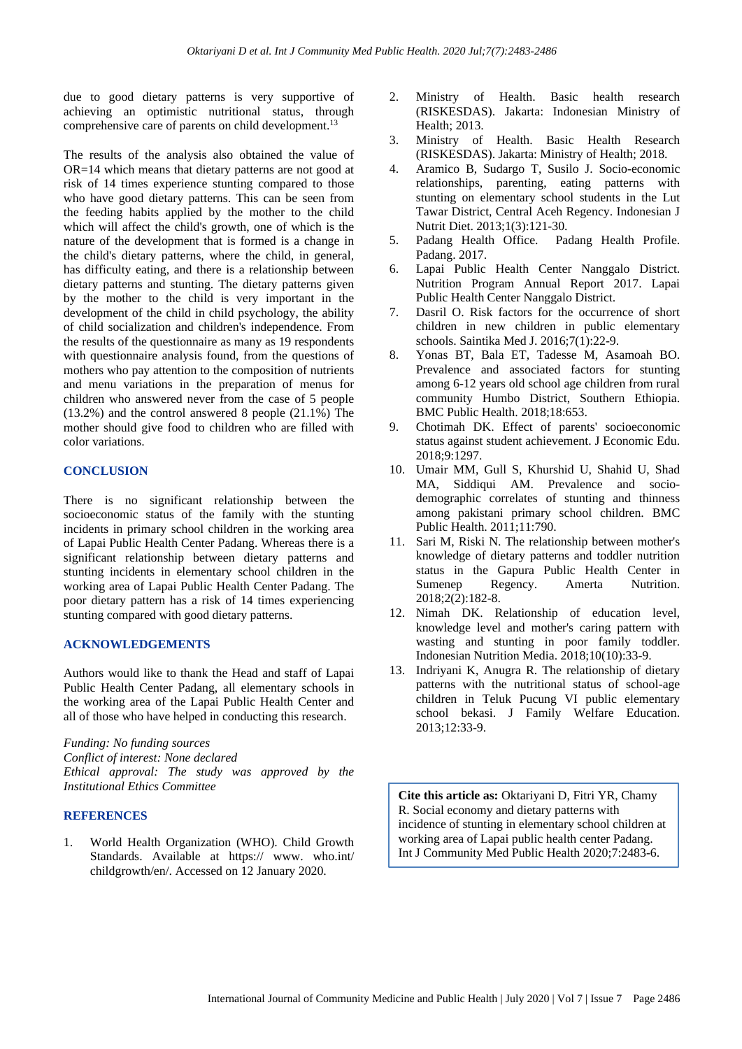due to good dietary patterns is very supportive of achieving an optimistic nutritional status, through comprehensive care of parents on child development.[13]

The results of the analysis also obtained the value of OR=14 which means that dietary patterns are not good at risk of 14 times experience stunting compared to those who have good dietary patterns. This can be seen from the feeding habits applied by the mother to the child which will affect the child's growth, one of which is the nature of the development that is formed is a change in the child's dietary patterns, where the child, in general, has difficulty eating, and there is a relationship between dietary patterns and stunting. The dietary patterns given by the mother to the child is very important in the development of the child in child psychology, the ability of child socialization and children's independence. From the results of the questionnaire as many as 19 respondents with questionnaire analysis found, from the questions of mothers who pay attention to the composition of nutrients and menu variations in the preparation of menus for children who answered never from the case of 5 people (13.2%) and the control answered 8 people (21.1%) The mother should give food to children who are filled with color variations.

## CONCLUSION

There is no significant relationship between the socioeconomic status of the family with the stunting incidents in primary school children in the working area of Lapai Public Health Center Padang. Whereas there is a significant relationship between dietary patterns and stunting incidents in elementary school children in the working area of Lapai Public Health Center Padang. The poor dietary pattern has a risk of 14 times experiencing stunting compared with good dietary patterns.

## ACKNOWLEDGEMENTS

Authors would like to thank the Head and staff of Lapai Public Health Center Padang, all elementary schools in the working area of the Lapai Public Health Center and all of those who have helped in conducting this research.

*Funding: No funding sources*
*Conflict of interest: None declared*
*Ethical approval: The study was approved by the Institutional Ethics Committee*

## REFERENCES

1. World Health Organization (WHO). Child Growth Standards. Available at https:// www. who.int/ childgrowth/en/. Accessed on 12 January 2020.
2. Ministry of Health. Basic health research (RISKESDAS). Jakarta: Indonesian Ministry of Health; 2013.
3. Ministry of Health. Basic Health Research (RISKESDAS). Jakarta: Ministry of Health; 2018.
4. Aramico B, Sudargo T, Susilo J. Socio-economic relationships, parenting, eating patterns with stunting on elementary school students in the Lut Tawar District, Central Aceh Regency. Indonesian J Nutrit Diet. 2013;1(3):121-30.
5. Padang Health Office. Padang Health Profile. Padang. 2017.
6. Lapai Public Health Center Nanggalo District. Nutrition Program Annual Report 2017. Lapai Public Health Center Nanggalo District.
7. Dasril O. Risk factors for the occurrence of short children in new children in public elementary schools. Saintika Med J. 2016;7(1):22-9.
8. Yonas BT, Bala ET, Tadesse M, Asamoah BO. Prevalence and associated factors for stunting among 6-12 years old school age children from rural community Humbo District, Southern Ethiopia. BMC Public Health. 2018;18:653.
9. Chotimah DK. Effect of parents' socioeconomic status against student achievement. J Economic Edu. 2018;9:1297.
10. Umair MM, Gull S, Khurshid U, Shahid U, Shad MA, Siddiqui AM. Prevalence and socio-demographic correlates of stunting and thinness among pakistani primary school children. BMC Public Health. 2011;11:790.
11. Sari M, Riski N. The relationship between mother's knowledge of dietary patterns and toddler nutrition status in the Gapura Public Health Center in Sumenep Regency. Amerta Nutrition. 2018;2(2):182-8.
12. Nimah DK. Relationship of education level, knowledge level and mother's caring pattern with wasting and stunting in poor family toddler. Indonesian Nutrition Media. 2018;10(10):33-9.
13. Indriyani K, Anugra R. The relationship of dietary patterns with the nutritional status of school-age children in Teluk Pucung VI public elementary school bekasi. J Family Welfare Education. 2013;12:33-9.

**Cite this article as:** Oktariyani D, Fitri YR, Chamy R. Social economy and dietary patterns with incidence of stunting in elementary school children at working area of Lapai public health center Padang. Int J Community Med Public Health 2020;7:2483-6.